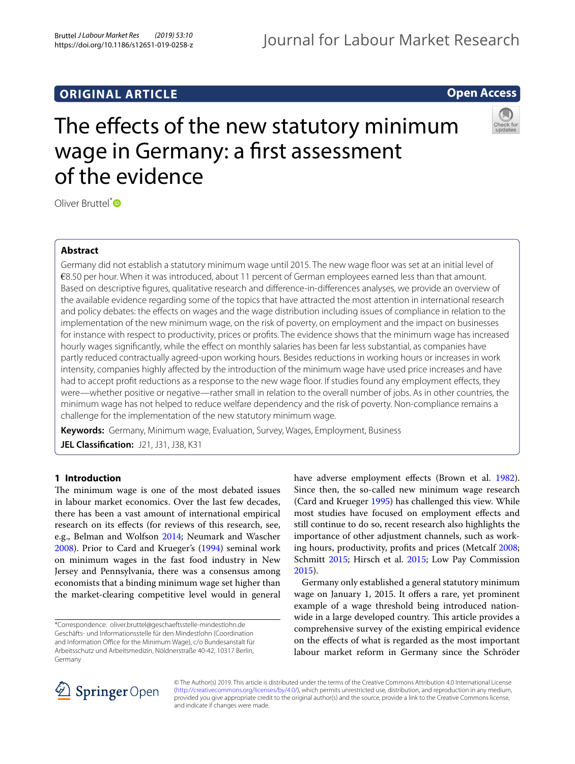## ORIGINAL ARTICLE

**Open Access**

# The effects of the new statutory minimum wage in Germany: a first assessment of the evidence

Oliver Bruttel*

### Abstract

Germany did not establish a statutory minimum wage until 2015. The new wage floor was set at an initial level of €8.50 per hour. When it was introduced, about 11 percent of German employees earned less than that amount. Based on descriptive figures, qualitative research and difference-in-differences analyses, we provide an overview of the available evidence regarding some of the topics that have attracted the most attention in international research and policy debates: the effects on wages and the wage distribution including issues of compliance in relation to the implementation of the new minimum wage, on the risk of poverty, on employment and the impact on businesses for instance with respect to productivity, prices or profits. The evidence shows that the minimum wage has increased hourly wages significantly, while the effect on monthly salaries has been far less substantial, as companies have partly reduced contractually agreed-upon working hours. Besides reductions in working hours or increases in work intensity, companies highly affected by the introduction of the minimum wage have used price increases and have had to accept profit reductions as a response to the new wage floor. If studies found any employment effects, they were—whether positive or negative—rather small in relation to the overall number of jobs. As in other countries, the minimum wage has not helped to reduce welfare dependency and the risk of poverty. Non-compliance remains a challenge for the implementation of the new statutory minimum wage.

**Keywords:** Germany, Minimum wage, Evaluation, Survey, Wages, Employment, Business

**JEL Classification:** J21, J31, J38, K31

## 1 Introduction

The minimum wage is one of the most debated issues in labour market economics. Over the last few decades, there has been a vast amount of international empirical research on its effects (for reviews of this research, see, e.g., Belman and Wolfson 2014; Neumark and Wascher 2008). Prior to Card and Krueger's (1994) seminal work on minimum wages in the fast food industry in New Jersey and Pennsylvania, there was a consensus among economists that a binding minimum wage set higher than the market-clearing competitive level would in general have adverse employment effects (Brown et al. 1982). Since then, the so-called new minimum wage research (Card and Krueger 1995) has challenged this view. While most studies have focused on employment effects and still continue to do so, recent research also highlights the importance of other adjustment channels, such as working hours, productivity, profits and prices (Metcalf 2008; Schmitt 2015; Hirsch et al. 2015; Low Pay Commission 2015).

Germany only established a general statutory minimum wage on January 1, 2015. It offers a rare, yet prominent example of a wage threshold being introduced nationwide in a large developed country. This article provides a comprehensive survey of the existing empirical evidence on the effects of what is regarded as the most important labour market reform in Germany since the Schröder

*Correspondence: oliver.bruttel@geschaeftsstelle-mindestlohn.de
Geschäfts- und Informationsstelle für den Mindestlohn (Coordination and Information Office for the Minimum Wage), c/o Bundesanstalt für Arbeitsschutz und Arbeitsmedizin, Nöldnerstraße 40-42, 10317 Berlin, Germany

© The Author(s) 2019. This article is distributed under the terms of the Creative Commons Attribution 4.0 International License (http://creativecommons.org/licenses/by/4.0/), which permits unrestricted use, distribution, and reproduction in any medium, provided you give appropriate credit to the original author(s) and the source, provide a link to the Creative Commons license, and indicate if changes were made.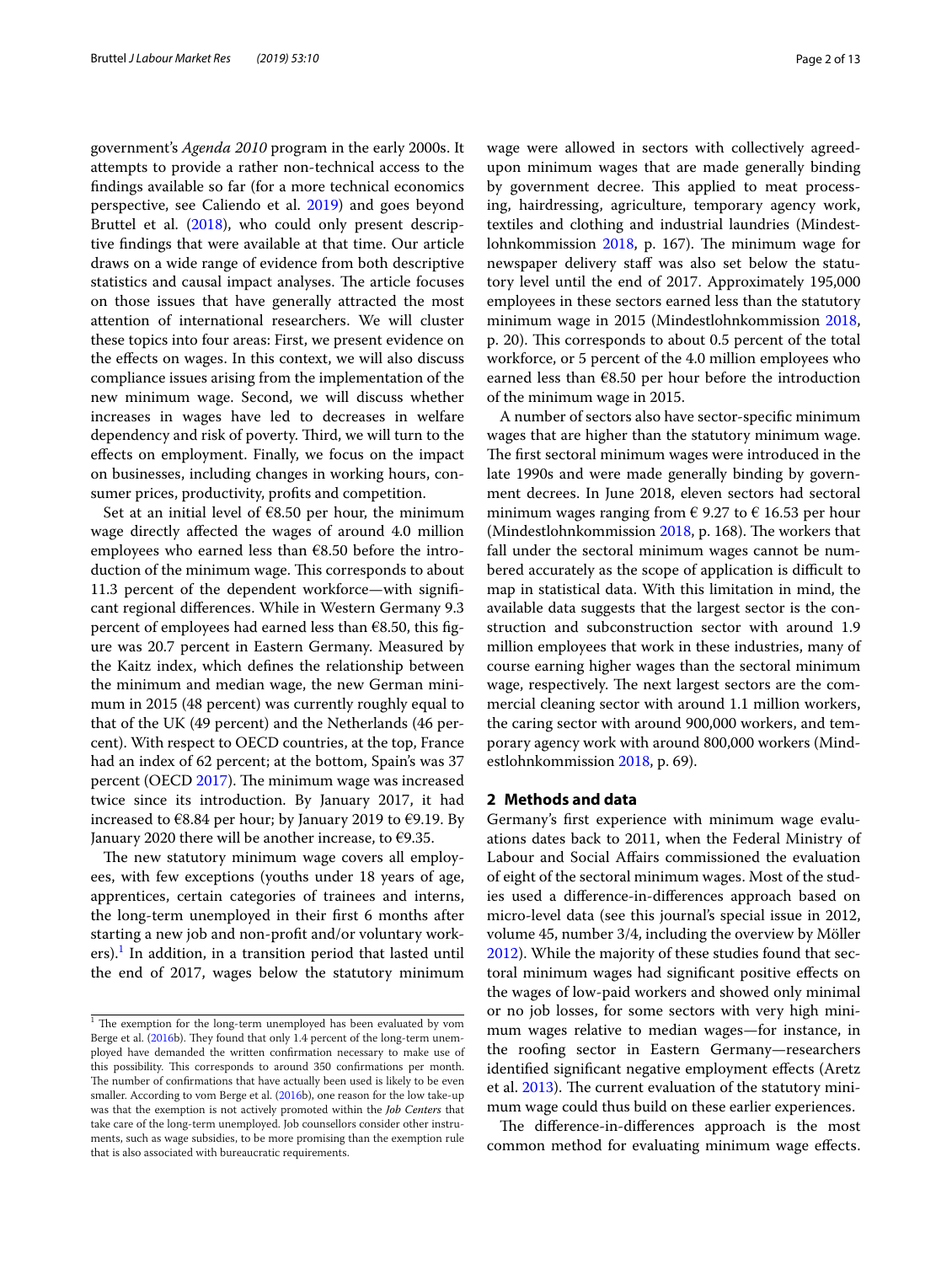government's *Agenda 2010* program in the early 2000s. It attempts to provide a rather non-technical access to the findings available so far (for a more technical economics perspective, see Caliendo et al. 2019) and goes beyond Bruttel et al. (2018), who could only present descriptive findings that were available at that time. Our article draws on a wide range of evidence from both descriptive statistics and causal impact analyses. The article focuses on those issues that have generally attracted the most attention of international researchers. We will cluster these topics into four areas: First, we present evidence on the effects on wages. In this context, we will also discuss compliance issues arising from the implementation of the new minimum wage. Second, we will discuss whether increases in wages have led to decreases in welfare dependency and risk of poverty. Third, we will turn to the effects on employment. Finally, we focus on the impact on businesses, including changes in working hours, consumer prices, productivity, profits and competition.

Set at an initial level of €8.50 per hour, the minimum wage directly affected the wages of around 4.0 million employees who earned less than €8.50 before the introduction of the minimum wage. This corresponds to about 11.3 percent of the dependent workforce—with significant regional differences. While in Western Germany 9.3 percent of employees had earned less than €8.50, this figure was 20.7 percent in Eastern Germany. Measured by the Kaitz index, which defines the relationship between the minimum and median wage, the new German minimum in 2015 (48 percent) was currently roughly equal to that of the UK (49 percent) and the Netherlands (46 percent). With respect to OECD countries, at the top, France had an index of 62 percent; at the bottom, Spain's was 37 percent (OECD 2017). The minimum wage was increased twice since its introduction. By January 2017, it had increased to €8.84 per hour; by January 2019 to €9.19. By January 2020 there will be another increase, to €9.35.

The new statutory minimum wage covers all employees, with few exceptions (youths under 18 years of age, apprentices, certain categories of trainees and interns, the long-term unemployed in their first 6 months after starting a new job and non-profit and/or voluntary workers).[1] In addition, in a transition period that lasted until the end of 2017, wages below the statutory minimum wage were allowed in sectors with collectively agreed-upon minimum wages that are made generally binding by government decree. This applied to meat processing, hairdressing, agriculture, temporary agency work, textiles and clothing and industrial laundries (Mindestlohnkommission 2018, p. 167). The minimum wage for newspaper delivery staff was also set below the statutory level until the end of 2017. Approximately 195,000 employees in these sectors earned less than the statutory minimum wage in 2015 (Mindestlohnkommission 2018, p. 20). This corresponds to about 0.5 percent of the total workforce, or 5 percent of the 4.0 million employees who earned less than €8.50 per hour before the introduction of the minimum wage in 2015.

A number of sectors also have sector-specific minimum wages that are higher than the statutory minimum wage. The first sectoral minimum wages were introduced in the late 1990s and were made generally binding by government decrees. In June 2018, eleven sectors had sectoral minimum wages ranging from € 9.27 to € 16.53 per hour (Mindestlohnkommission 2018, p. 168). The workers that fall under the sectoral minimum wages cannot be numbered accurately as the scope of application is difficult to map in statistical data. With this limitation in mind, the available data suggests that the largest sector is the construction and subconstruction sector with around 1.9 million employees that work in these industries, many of course earning higher wages than the sectoral minimum wage, respectively. The next largest sectors are the commercial cleaning sector with around 1.1 million workers, the caring sector with around 900,000 workers, and temporary agency work with around 800,000 workers (Mindestlohnkommission 2018, p. 69).

## 2 Methods and data

Germany's first experience with minimum wage evaluations dates back to 2011, when the Federal Ministry of Labour and Social Affairs commissioned the evaluation of eight of the sectoral minimum wages. Most of the studies used a difference-in-differences approach based on micro-level data (see this journal's special issue in 2012, volume 45, number 3/4, including the overview by Möller 2012). While the majority of these studies found that sectoral minimum wages had significant positive effects on the wages of low-paid workers and showed only minimal or no job losses, for some sectors with very high minimum wages relative to median wages—for instance, in the roofing sector in Eastern Germany—researchers identified significant negative employment effects (Aretz et al. 2013). The current evaluation of the statutory minimum wage could thus build on these earlier experiences.

The difference-in-differences approach is the most common method for evaluating minimum wage effects.

[1] The exemption for the long-term unemployed has been evaluated by vom Berge et al. (2016b). They found that only 1.4 percent of the long-term unemployed have demanded the written confirmation necessary to make use of this possibility. This corresponds to around 350 confirmations per month. The number of confirmations that have actually been used is likely to be even smaller. According to vom Berge et al. (2016b), one reason for the low take-up was that the exemption is not actively promoted within the *Job Centers* that take care of the long-term unemployed. Job counsellors consider other instruments, such as wage subsidies, to be more promising than the exemption rule that is also associated with bureaucratic requirements.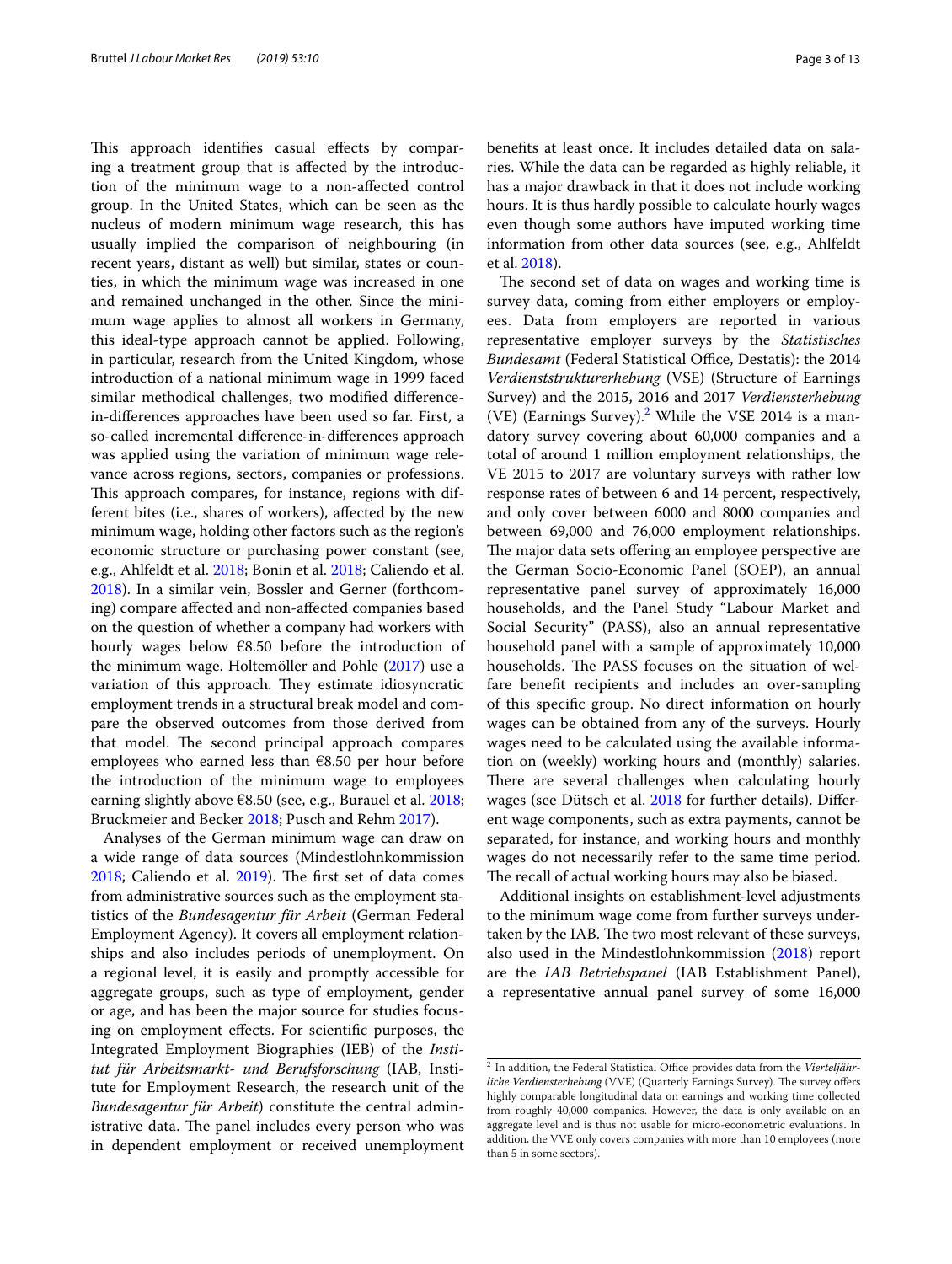This approach identifies casual effects by comparing a treatment group that is affected by the introduction of the minimum wage to a non-affected control group. In the United States, which can be seen as the nucleus of modern minimum wage research, this has usually implied the comparison of neighbouring (in recent years, distant as well) but similar, states or counties, in which the minimum wage was increased in one and remained unchanged in the other. Since the minimum wage applies to almost all workers in Germany, this ideal-type approach cannot be applied. Following, in particular, research from the United Kingdom, whose introduction of a national minimum wage in 1999 faced similar methodical challenges, two modified difference-in-differences approaches have been used so far. First, a so-called incremental difference-in-differences approach was applied using the variation of minimum wage relevance across regions, sectors, companies or professions. This approach compares, for instance, regions with different bites (i.e., shares of workers), affected by the new minimum wage, holding other factors such as the region's economic structure or purchasing power constant (see, e.g., Ahlfeldt et al. 2018; Bonin et al. 2018; Caliendo et al. 2018). In a similar vein, Bossler and Gerner (forthcoming) compare affected and non-affected companies based on the question of whether a company had workers with hourly wages below €8.50 before the introduction of the minimum wage. Holtemöller and Pohle (2017) use a variation of this approach. They estimate idiosyncratic employment trends in a structural break model and compare the observed outcomes from those derived from that model. The second principal approach compares employees who earned less than €8.50 per hour before the introduction of the minimum wage to employees earning slightly above €8.50 (see, e.g., Burauel et al. 2018; Bruckmeier and Becker 2018; Pusch and Rehm 2017).

Analyses of the German minimum wage can draw on a wide range of data sources (Mindestlohnkommission 2018; Caliendo et al. 2019). The first set of data comes from administrative sources such as the employment statistics of the *Bundesagentur für Arbeit* (German Federal Employment Agency). It covers all employment relationships and also includes periods of unemployment. On a regional level, it is easily and promptly accessible for aggregate groups, such as type of employment, gender or age, and has been the major source for studies focusing on employment effects. For scientific purposes, the Integrated Employment Biographies (IEB) of the *Institut für Arbeitsmarkt- und Berufsforschung* (IAB, Institute for Employment Research, the research unit of the *Bundesagentur für Arbeit*) constitute the central administrative data. The panel includes every person who was in dependent employment or received unemployment benefits at least once. It includes detailed data on salaries. While the data can be regarded as highly reliable, it has a major drawback in that it does not include working hours. It is thus hardly possible to calculate hourly wages even though some authors have imputed working time information from other data sources (see, e.g., Ahlfeldt et al. 2018).

The second set of data on wages and working time is survey data, coming from either employers or employees. Data from employers are reported in various representative employer surveys by the *Statistisches Bundesamt* (Federal Statistical Office, Destatis): the 2014 *Verdienststrukturerhebung* (VSE) (Structure of Earnings Survey) and the 2015, 2016 and 2017 *Verdiensterhebung* (VE) (Earnings Survey).[2] While the VSE 2014 is a mandatory survey covering about 60,000 companies and a total of around 1 million employment relationships, the VE 2015 to 2017 are voluntary surveys with rather low response rates of between 6 and 14 percent, respectively, and only cover between 6000 and 8000 companies and between 69,000 and 76,000 employment relationships. The major data sets offering an employee perspective are the German Socio-Economic Panel (SOEP), an annual representative panel survey of approximately 16,000 households, and the Panel Study "Labour Market and Social Security" (PASS), also an annual representative household panel with a sample of approximately 10,000 households. The PASS focuses on the situation of welfare benefit recipients and includes an over-sampling of this specific group. No direct information on hourly wages can be obtained from any of the surveys. Hourly wages need to be calculated using the available information on (weekly) working hours and (monthly) salaries. There are several challenges when calculating hourly wages (see Dütsch et al. 2018 for further details). Different wage components, such as extra payments, cannot be separated, for instance, and working hours and monthly wages do not necessarily refer to the same time period. The recall of actual working hours may also be biased.

Additional insights on establishment-level adjustments to the minimum wage come from further surveys undertaken by the IAB. The two most relevant of these surveys, also used in the Mindestlohnkommission (2018) report are the *IAB Betriebspanel* (IAB Establishment Panel), a representative annual panel survey of some 16,000

---

[2] In addition, the Federal Statistical Office provides data from the *Vierteljährliche Verdiensterhebung* (VVE) (Quarterly Earnings Survey). The survey offers highly comparable longitudinal data on earnings and working time collected from roughly 40,000 companies. However, the data is only available on an aggregate level and is thus not usable for micro-econometric evaluations. In addition, the VVE only covers companies with more than 10 employees (more than 5 in some sectors).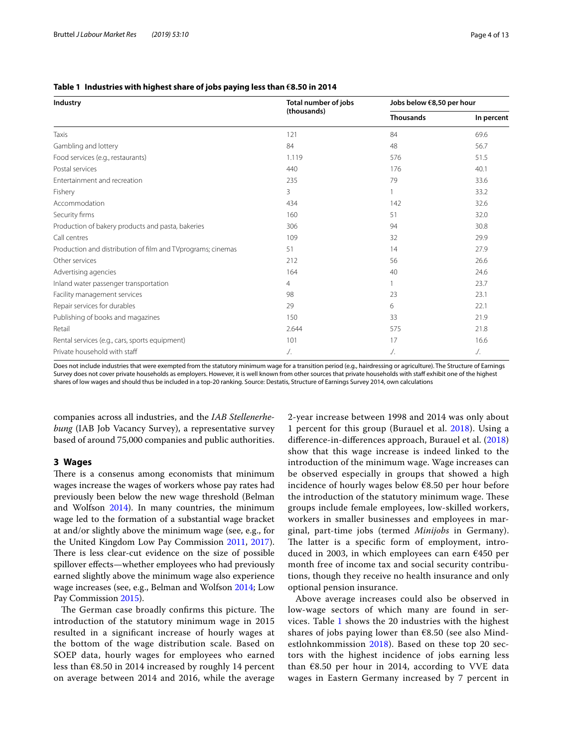**Table 1 Industries with highest share of jobs paying less than €8.50 in 2014**

| Industry | Total number of jobs (thousands) | Jobs below €8,50 per hour | |
|---|---|---|---|
| | | Thousands | In percent |
| Taxis | 121 | 84 | 69.6 |
| Gambling and lottery | 84 | 48 | 56.7 |
| Food services (e.g., restaurants) | 1.119 | 576 | 51.5 |
| Postal services | 440 | 176 | 40.1 |
| Entertainment and recreation | 235 | 79 | 33.6 |
| Fishery | 3 | 1 | 33.2 |
| Accommodation | 434 | 142 | 32.6 |
| Security firms | 160 | 51 | 32.0 |
| Production of bakery products and pasta, bakeries | 306 | 94 | 30.8 |
| Call centres | 109 | 32 | 29.9 |
| Production and distribution of film and TVprograms; cinemas | 51 | 14 | 27.9 |
| Other services | 212 | 56 | 26.6 |
| Advertising agencies | 164 | 40 | 24.6 |
| Inland water passenger transportation | 4 | 1 | 23.7 |
| Facility management services | 98 | 23 | 23.1 |
| Repair services for durables | 29 | 6 | 22.1 |
| Publishing of books and magazines | 150 | 33 | 21.9 |
| Retail | 2.644 | 575 | 21.8 |
| Rental services (e.g., cars, sports equipment) | 101 | 17 | 16.6 |
| Private household with staff | ./. | ./. | ./. |

Does not include industries that were exempted from the statutory minimum wage for a transition period (e.g., hairdressing or agriculture). The Structure of Earnings Survey does not cover private households as employers. However, it is well known from other sources that private households with staff exhibit one of the highest shares of low wages and should thus be included in a top-20 ranking. Source: Destatis, Structure of Earnings Survey 2014, own calculations

companies across all industries, and the *IAB Stellenerhebung* (IAB Job Vacancy Survey), a representative survey based of around 75,000 companies and public authorities.

## 3 Wages

There is a consenus among economists that minimum wages increase the wages of workers whose pay rates had previously been below the new wage threshold (Belman and Wolfson 2014). In many countries, the minimum wage led to the formation of a substantial wage bracket at and/or slightly above the minimum wage (see, e.g., for the United Kingdom Low Pay Commission 2011, 2017). There is less clear-cut evidence on the size of possible spillover effects—whether employees who had previously earned slightly above the minimum wage also experience wage increases (see, e.g., Belman and Wolfson 2014; Low Pay Commission 2015).

The German case broadly confirms this picture. The introduction of the statutory minimum wage in 2015 resulted in a significant increase of hourly wages at the bottom of the wage distribution scale. Based on SOEP data, hourly wages for employees who earned less than €8.50 in 2014 increased by roughly 14 percent on average between 2014 and 2016, while the average 2-year increase between 1998 and 2014 was only about 1 percent for this group (Burauel et al. 2018). Using a difference-in-differences approach, Burauel et al. (2018) show that this wage increase is indeed linked to the introduction of the minimum wage. Wage increases can be observed especially in groups that showed a high incidence of hourly wages below €8.50 per hour before the introduction of the statutory minimum wage. These groups include female employees, low-skilled workers, workers in smaller businesses and employees in marginal, part-time jobs (termed *Minijobs* in Germany). The latter is a specific form of employment, introduced in 2003, in which employees can earn €450 per month free of income tax and social security contributions, though they receive no health insurance and only optional pension insurance.

Above average increases could also be observed in low-wage sectors of which many are found in services. Table 1 shows the 20 industries with the highest shares of jobs paying lower than €8.50 (see also Mindestlohnkommission 2018). Based on these top 20 sectors with the highest incidence of jobs earning less than €8.50 per hour in 2014, according to VVE data wages in Eastern Germany increased by 7 percent in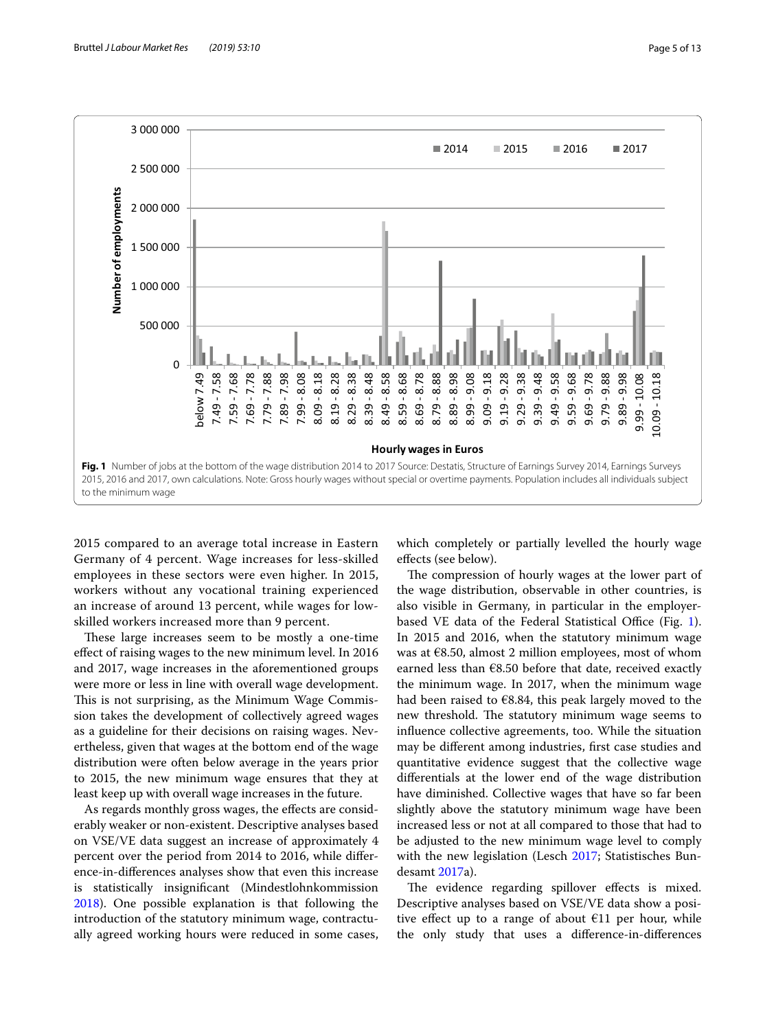Fig. 1 Number of jobs at the bottom of the wage distribution 2014 to 2017 Source: Destatis, Structure of Earnings Survey 2014, Earnings Surveys 2015, 2016 and 2017, own calculations. Note: Gross hourly wages without special or overtime payments. Population includes all individuals subject to the minimum wage

2015 compared to an average total increase in Eastern Germany of 4 percent. Wage increases for less-skilled employees in these sectors were even higher. In 2015, workers without any vocational training experienced an increase of around 13 percent, while wages for low-skilled workers increased more than 9 percent.

These large increases seem to be mostly a one-time effect of raising wages to the new minimum level. In 2016 and 2017, wage increases in the aforementioned groups were more or less in line with overall wage development. This is not surprising, as the Minimum Wage Commission takes the development of collectively agreed wages as a guideline for their decisions on raising wages. Nevertheless, given that wages at the bottom end of the wage distribution were often below average in the years prior to 2015, the new minimum wage ensures that they at least keep up with overall wage increases in the future.

As regards monthly gross wages, the effects are considerably weaker or non-existent. Descriptive analyses based on VSE/VE data suggest an increase of approximately 4 percent over the period from 2014 to 2016, while difference-in-differences analyses show that even this increase is statistically insignificant (Mindestlohnkommission 2018). One possible explanation is that following the introduction of the statutory minimum wage, contractually agreed working hours were reduced in some cases, which completely or partially levelled the hourly wage effects (see below).

The compression of hourly wages at the lower part of the wage distribution, observable in other countries, is also visible in Germany, in particular in the employer-based VE data of the Federal Statistical Office (Fig. 1). In 2015 and 2016, when the statutory minimum wage was at €8.50, almost 2 million employees, most of whom earned less than €8.50 before that date, received exactly the minimum wage. In 2017, when the minimum wage had been raised to €8.84, this peak largely moved to the new threshold. The statutory minimum wage seems to influence collective agreements, too. While the situation may be different among industries, first case studies and quantitative evidence suggest that the collective wage differentials at the lower end of the wage distribution have diminished. Collective wages that have so far been slightly above the statutory minimum wage have been increased less or not at all compared to those that had to be adjusted to the new minimum wage level to comply with the new legislation (Lesch 2017; Statistisches Bundesamt 2017a).

The evidence regarding spillover effects is mixed. Descriptive analyses based on VSE/VE data show a positive effect up to a range of about €11 per hour, while the only study that uses a difference-in-differences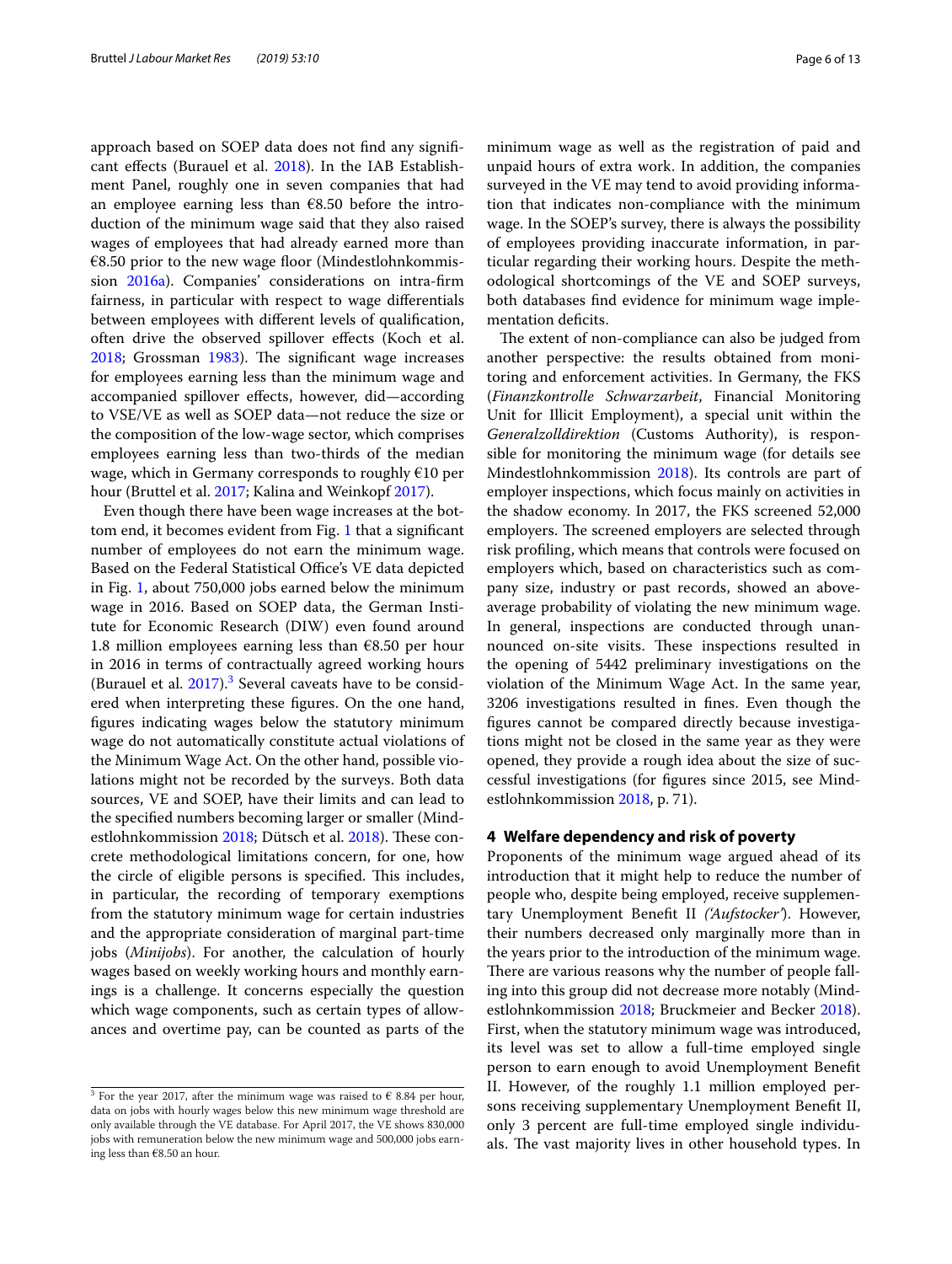approach based on SOEP data does not find any significant effects (Burauel et al. 2018). In the IAB Establishment Panel, roughly one in seven companies that had an employee earning less than €8.50 before the introduction of the minimum wage said that they also raised wages of employees that had already earned more than €8.50 prior to the new wage floor (Mindestlohnkommission 2016a). Companies' considerations on intra-firm fairness, in particular with respect to wage differentials between employees with different levels of qualification, often drive the observed spillover effects (Koch et al. 2018; Grossman 1983). The significant wage increases for employees earning less than the minimum wage and accompanied spillover effects, however, did—according to VSE/VE as well as SOEP data—not reduce the size or the composition of the low-wage sector, which comprises employees earning less than two-thirds of the median wage, which in Germany corresponds to roughly €10 per hour (Bruttel et al. 2017; Kalina and Weinkopf 2017).

Even though there have been wage increases at the bottom end, it becomes evident from Fig. 1 that a significant number of employees do not earn the minimum wage. Based on the Federal Statistical Office's VE data depicted in Fig. 1, about 750,000 jobs earned below the minimum wage in 2016. Based on SOEP data, the German Institute for Economic Research (DIW) even found around 1.8 million employees earning less than €8.50 per hour in 2016 in terms of contractually agreed working hours (Burauel et al. 2017).[3] Several caveats have to be considered when interpreting these figures. On the one hand, figures indicating wages below the statutory minimum wage do not automatically constitute actual violations of the Minimum Wage Act. On the other hand, possible violations might not be recorded by the surveys. Both data sources, VE and SOEP, have their limits and can lead to the specified numbers becoming larger or smaller (Mindestlohnkommission 2018; Dütsch et al. 2018). These concrete methodological limitations concern, for one, how the circle of eligible persons is specified. This includes, in particular, the recording of temporary exemptions from the statutory minimum wage for certain industries and the appropriate consideration of marginal part-time jobs (*Minijobs*). For another, the calculation of hourly wages based on weekly working hours and monthly earnings is a challenge. It concerns especially the question which wage components, such as certain types of allowances and overtime pay, can be counted as parts of the minimum wage as well as the registration of paid and unpaid hours of extra work. In addition, the companies surveyed in the VE may tend to avoid providing information that indicates non-compliance with the minimum wage. In the SOEP's survey, there is always the possibility of employees providing inaccurate information, in particular regarding their working hours. Despite the methodological shortcomings of the VE and SOEP surveys, both databases find evidence for minimum wage implementation deficits.

The extent of non-compliance can also be judged from another perspective: the results obtained from monitoring and enforcement activities. In Germany, the FKS (*Finanzkontrolle Schwarzarbeit*, Financial Monitoring Unit for Illicit Employment), a special unit within the *Generalzolldirektion* (Customs Authority), is responsible for monitoring the minimum wage (for details see Mindestlohnkommission 2018). Its controls are part of employer inspections, which focus mainly on activities in the shadow economy. In 2017, the FKS screened 52,000 employers. The screened employers are selected through risk profiling, which means that controls were focused on employers which, based on characteristics such as company size, industry or past records, showed an above-average probability of violating the new minimum wage. In general, inspections are conducted through unannounced on-site visits. These inspections resulted in the opening of 5442 preliminary investigations on the violation of the Minimum Wage Act. In the same year, 3206 investigations resulted in fines. Even though the figures cannot be compared directly because investigations might not be closed in the same year as they were opened, they provide a rough idea about the size of successful investigations (for figures since 2015, see Mindestlohnkommission 2018, p. 71).

## 4 Welfare dependency and risk of poverty

Proponents of the minimum wage argued ahead of its introduction that it might help to reduce the number of people who, despite being employed, receive supplementary Unemployment Benefit II *('Aufstocker')*. However, their numbers decreased only marginally more than in the years prior to the introduction of the minimum wage. There are various reasons why the number of people falling into this group did not decrease more notably (Mindestlohnkommission 2018; Bruckmeier and Becker 2018). First, when the statutory minimum wage was introduced, its level was set to allow a full-time employed single person to earn enough to avoid Unemployment Benefit II. However, of the roughly 1.1 million employed persons receiving supplementary Unemployment Benefit II, only 3 percent are full-time employed single individuals. The vast majority lives in other household types. In

[3] For the year 2017, after the minimum wage was raised to € 8.84 per hour, data on jobs with hourly wages below this new minimum wage threshold are only available through the VE database. For April 2017, the VE shows 830,000 jobs with remuneration below the new minimum wage and 500,000 jobs earning less than €8.50 an hour.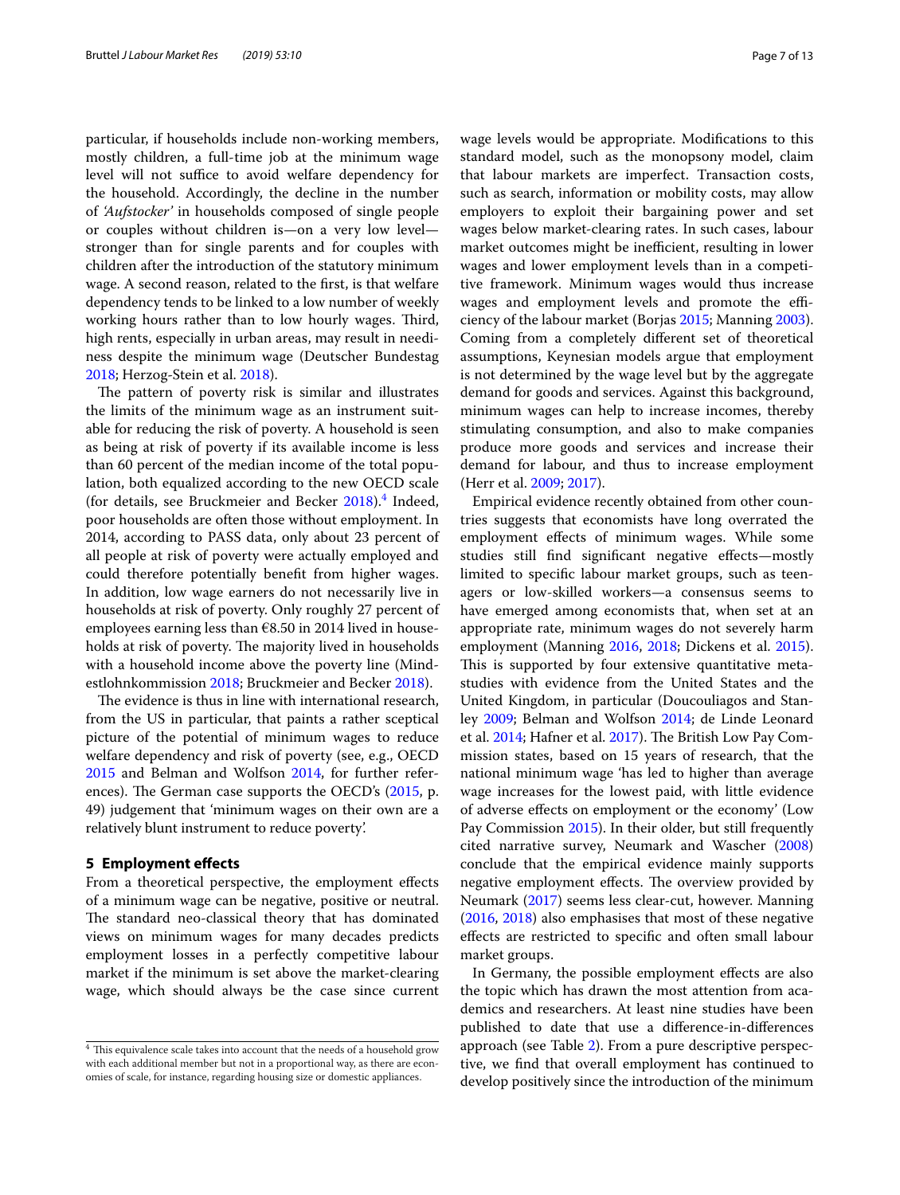particular, if households include non-working members, mostly children, a full-time job at the minimum wage level will not suffice to avoid welfare dependency for the household. Accordingly, the decline in the number of *'Aufstocker'* in households composed of single people or couples without children is—on a very low level—stronger than for single parents and for couples with children after the introduction of the statutory minimum wage. A second reason, related to the first, is that welfare dependency tends to be linked to a low number of weekly working hours rather than to low hourly wages. Third, high rents, especially in urban areas, may result in neediness despite the minimum wage (Deutscher Bundestag 2018; Herzog-Stein et al. 2018).

The pattern of poverty risk is similar and illustrates the limits of the minimum wage as an instrument suitable for reducing the risk of poverty. A household is seen as being at risk of poverty if its available income is less than 60 percent of the median income of the total population, both equalized according to the new OECD scale (for details, see Bruckmeier and Becker 2018).[4] Indeed, poor households are often those without employment. In 2014, according to PASS data, only about 23 percent of all people at risk of poverty were actually employed and could therefore potentially benefit from higher wages. In addition, low wage earners do not necessarily live in households at risk of poverty. Only roughly 27 percent of employees earning less than €8.50 in 2014 lived in households at risk of poverty. The majority lived in households with a household income above the poverty line (Mindestlohnkommission 2018; Bruckmeier and Becker 2018).

The evidence is thus in line with international research, from the US in particular, that paints a rather sceptical picture of the potential of minimum wages to reduce welfare dependency and risk of poverty (see, e.g., OECD 2015 and Belman and Wolfson 2014, for further references). The German case supports the OECD's (2015, p. 49) judgement that 'minimum wages on their own are a relatively blunt instrument to reduce poverty'.

## 5 Employment effects

From a theoretical perspective, the employment effects of a minimum wage can be negative, positive or neutral. The standard neo-classical theory that has dominated views on minimum wages for many decades predicts employment losses in a perfectly competitive labour market if the minimum is set above the market-clearing wage, which should always be the case since current wage levels would be appropriate. Modifications to this standard model, such as the monopsony model, claim that labour markets are imperfect. Transaction costs, such as search, information or mobility costs, may allow employers to exploit their bargaining power and set wages below market-clearing rates. In such cases, labour market outcomes might be inefficient, resulting in lower wages and lower employment levels than in a competitive framework. Minimum wages would thus increase wages and employment levels and promote the efficiency of the labour market (Borjas 2015; Manning 2003). Coming from a completely different set of theoretical assumptions, Keynesian models argue that employment is not determined by the wage level but by the aggregate demand for goods and services. Against this background, minimum wages can help to increase incomes, thereby stimulating consumption, and also to make companies produce more goods and services and increase their demand for labour, and thus to increase employment (Herr et al. 2009; 2017).

Empirical evidence recently obtained from other countries suggests that economists have long overrated the employment effects of minimum wages. While some studies still find significant negative effects—mostly limited to specific labour market groups, such as teenagers or low-skilled workers—a consensus seems to have emerged among economists that, when set at an appropriate rate, minimum wages do not severely harm employment (Manning 2016, 2018; Dickens et al. 2015). This is supported by four extensive quantitative meta-studies with evidence from the United States and the United Kingdom, in particular (Doucouliagos and Stanley 2009; Belman and Wolfson 2014; de Linde Leonard et al. 2014; Hafner et al. 2017). The British Low Pay Commission states, based on 15 years of research, that the national minimum wage 'has led to higher than average wage increases for the lowest paid, with little evidence of adverse effects on employment or the economy' (Low Pay Commission 2015). In their older, but still frequently cited narrative survey, Neumark and Wascher (2008) conclude that the empirical evidence mainly supports negative employment effects. The overview provided by Neumark (2017) seems less clear-cut, however. Manning (2016, 2018) also emphasises that most of these negative effects are restricted to specific and often small labour market groups.

In Germany, the possible employment effects are also the topic which has drawn the most attention from academics and researchers. At least nine studies have been published to date that use a difference-in-differences approach (see Table 2). From a pure descriptive perspective, we find that overall employment has continued to develop positively since the introduction of the minimum

[4] This equivalence scale takes into account that the needs of a household grow with each additional member but not in a proportional way, as there are economies of scale, for instance, regarding housing size or domestic appliances.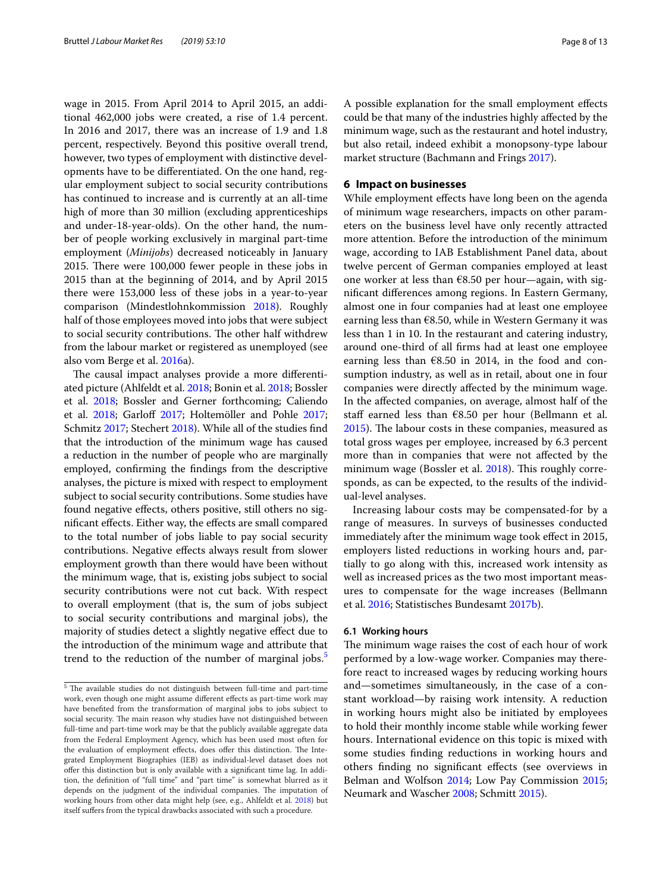wage in 2015. From April 2014 to April 2015, an additional 462,000 jobs were created, a rise of 1.4 percent. In 2016 and 2017, there was an increase of 1.9 and 1.8 percent, respectively. Beyond this positive overall trend, however, two types of employment with distinctive developments have to be differentiated. On the one hand, regular employment subject to social security contributions has continued to increase and is currently at an all-time high of more than 30 million (excluding apprenticeships and under-18-year-olds). On the other hand, the number of people working exclusively in marginal part-time employment (*Minijobs*) decreased noticeably in January 2015. There were 100,000 fewer people in these jobs in 2015 than at the beginning of 2014, and by April 2015 there were 153,000 less of these jobs in a year-to-year comparison (Mindestlohnkommission 2018). Roughly half of those employees moved into jobs that were subject to social security contributions. The other half withdrew from the labour market or registered as unemployed (see also vom Berge et al. 2016a).

The causal impact analyses provide a more differentiated picture (Ahlfeldt et al. 2018; Bonin et al. 2018; Bossler et al. 2018; Bossler and Gerner forthcoming; Caliendo et al. 2018; Garloff 2017; Holtemöller and Pohle 2017; Schmitz 2017; Stechert 2018). While all of the studies find that the introduction of the minimum wage has caused a reduction in the number of people who are marginally employed, confirming the findings from the descriptive analyses, the picture is mixed with respect to employment subject to social security contributions. Some studies have found negative effects, others positive, still others no significant effects. Either way, the effects are small compared to the total number of jobs liable to pay social security contributions. Negative effects always result from slower employment growth than there would have been without the minimum wage, that is, existing jobs subject to social security contributions were not cut back. With respect to overall employment (that is, the sum of jobs subject to social security contributions and marginal jobs), the majority of studies detect a slightly negative effect due to the introduction of the minimum wage and attribute that trend to the reduction of the number of marginal jobs.[5]

A possible explanation for the small employment effects could be that many of the industries highly affected by the minimum wage, such as the restaurant and hotel industry, but also retail, indeed exhibit a monopsony-type labour market structure (Bachmann and Frings 2017).

## 6 Impact on businesses

While employment effects have long been on the agenda of minimum wage researchers, impacts on other parameters on the business level have only recently attracted more attention. Before the introduction of the minimum wage, according to IAB Establishment Panel data, about twelve percent of German companies employed at least one worker at less than €8.50 per hour—again, with significant differences among regions. In Eastern Germany, almost one in four companies had at least one employee earning less than €8.50, while in Western Germany it was less than 1 in 10. In the restaurant and catering industry, around one-third of all firms had at least one employee earning less than €8.50 in 2014, in the food and consumption industry, as well as in retail, about one in four companies were directly affected by the minimum wage. In the affected companies, on average, almost half of the staff earned less than €8.50 per hour (Bellmann et al. 2015). The labour costs in these companies, measured as total gross wages per employee, increased by 6.3 percent more than in companies that were not affected by the minimum wage (Bossler et al. 2018). This roughly corresponds, as can be expected, to the results of the individual-level analyses.

Increasing labour costs may be compensated-for by a range of measures. In surveys of businesses conducted immediately after the minimum wage took effect in 2015, employers listed reductions in working hours and, partially to go along with this, increased work intensity as well as increased prices as the two most important measures to compensate for the wage increases (Bellmann et al. 2016; Statistisches Bundesamt 2017b).

### 6.1 Working hours

The minimum wage raises the cost of each hour of work performed by a low-wage worker. Companies may therefore react to increased wages by reducing working hours and—sometimes simultaneously, in the case of a constant workload—by raising work intensity. A reduction in working hours might also be initiated by employees to hold their monthly income stable while working fewer hours. International evidence on this topic is mixed with some studies finding reductions in working hours and others finding no significant effects (see overviews in Belman and Wolfson 2014; Low Pay Commission 2015; Neumark and Wascher 2008; Schmitt 2015).

[5] The available studies do not distinguish between full-time and part-time work, even though one might assume different effects as part-time work may have benefited from the transformation of marginal jobs to jobs subject to social security. The main reason why studies have not distinguished between full-time and part-time work may be that the publicly available aggregate data from the Federal Employment Agency, which has been used most often for the evaluation of employment effects, does offer this distinction. The Integrated Employment Biographies (IEB) as individual-level dataset does not offer this distinction but is only available with a significant time lag. In addition, the definition of "full time" and "part time" is somewhat blurred as it depends on the judgment of the individual companies. The imputation of working hours from other data might help (see, e.g., Ahlfeldt et al. 2018) but itself suffers from the typical drawbacks associated with such a procedure.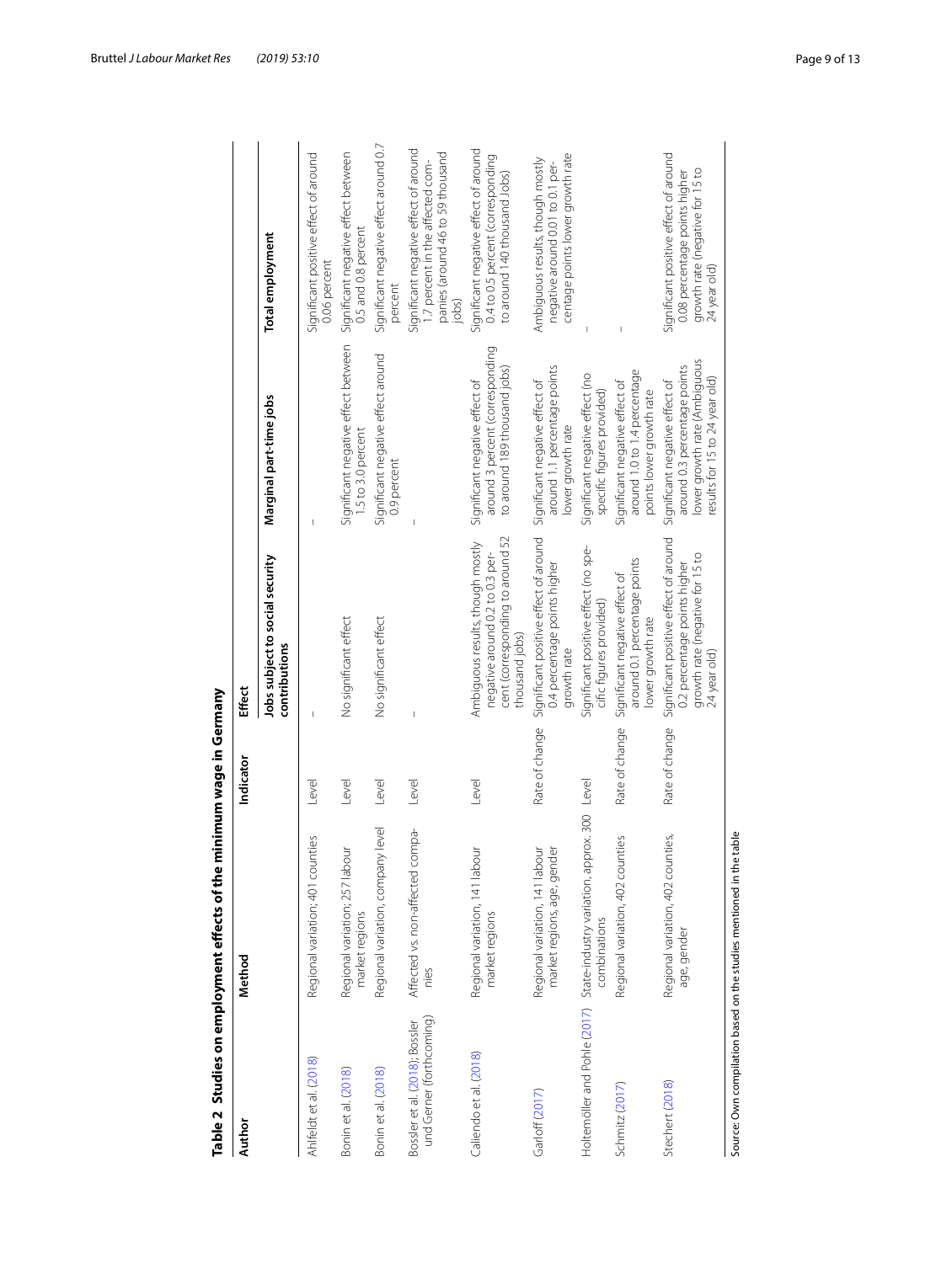**Table 2 Studies on employment effects of the minimum wage in Germany**

| Author | Method | Indicator | Effect | | |
|---|---|---|---|---|---|
| | | | Jobs subject to social security contributions | Marginal part-time jobs | Total employment |
| Ahlfeldt et al. (2018) | Regional variation; 401 counties | Level | – | – | Significant positive effect of around 0.06 percent |
| Bonin et al. (2018) | Regional variation; 257 labour market regions | Level | No significant effect | Significant negative effect between 1.5 to 3.0 percent | Significant negative effect between 0.5 and 0.8 percent |
| Bonin et al. (2018) | Regional variation, company level | Level | No significant effect | Significant negative effect around 0.9 percent | Significant negative effect around 0.7 percent |
| Bossler et al. (2018); Bossler und Gerner (forthcoming) | Affected vs. non-affected companies | Level | – | – | Significant negative effect of around 1.7 percent in the affected companies (around 46 to 59 thousand jobs) |
| Caliendo et al. (2018) | Regional variation, 141 labour market regions | Level | Ambiguous results, though mostly negative around 0.2 to 0.3 percent (corresponding to around 52 thousand jobs) | Significant negative effect of around 3 percent (corresponding to around 189 thousand jobs) | Significant negative effect of around 0.4 to 0.5 percent (corresponding to around 140 thousand Jobs) |
| Garloff (2017) | Regional variation, 141 labour market regions, age, gender | Rate of change | Significant positive effect of around 0.4 percentage points higher growth rate | Significant negative effect of around 1.1 percentage points lower growth rate | Ambiguous results, though mostly negative around 0.01 to 0.1 percentage points lower growth rate |
| Holtemöller and Pohle (2017) | State-industry variation, approx. 300 combinations | Level | Significant positive effect (no specific figures provided) | Significant negative effect (no specific figures provided) | – |
| Schmitz (2017) | Regional variation, 402 counties | Rate of change | Significant negative effect of around 0.1 percentage points lower growth rate | Significant negative effect of around 1.0 to 1.4 percentage points lower growth rate | – |
| Stechert (2018) | Regional variation, 402 counties, age, gender | Rate of change | Significant positive effect of around 0.2 percentage points higher growth rate (negative for 15 to 24 year old) | Significant negative effect of around 0.3 percentage points lower growth rate (Ambiguous results for 15 to 24 year old) | Significant positive effect of around 0.08 percentage points higher growth rate (negative for 15 to 24 year old) |

Source: Own compilation based on the studies mentioned in the table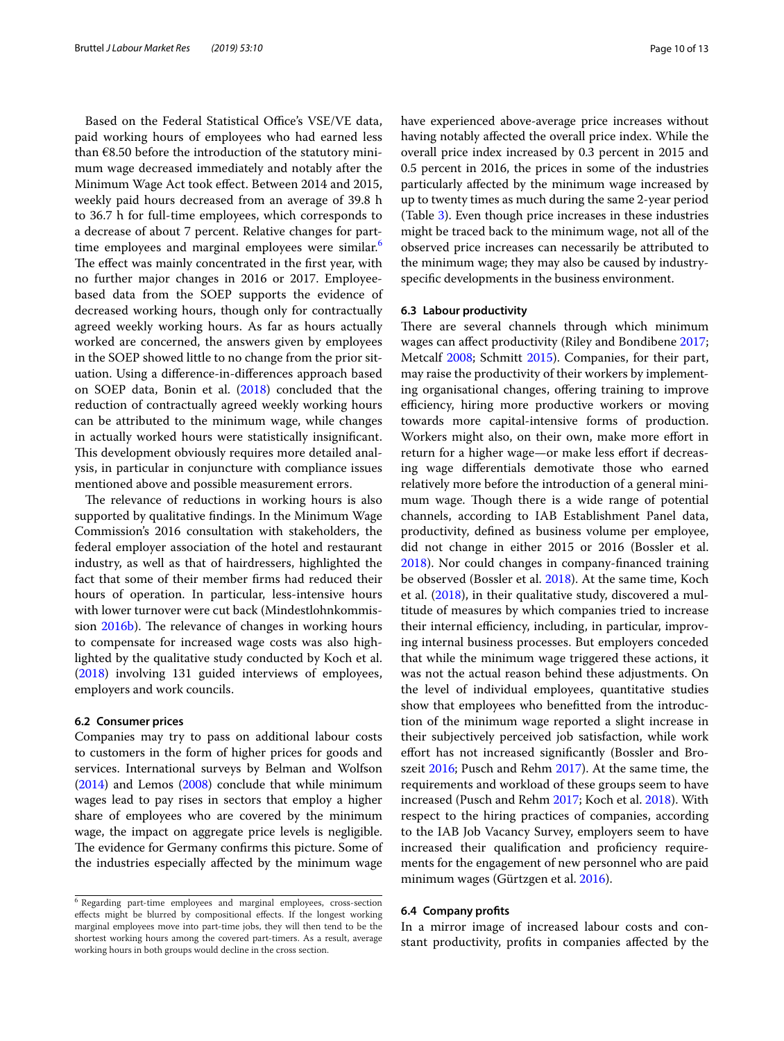Based on the Federal Statistical Office's VSE/VE data, paid working hours of employees who had earned less than €8.50 before the introduction of the statutory minimum wage decreased immediately and notably after the Minimum Wage Act took effect. Between 2014 and 2015, weekly paid hours decreased from an average of 39.8 h to 36.7 h for full-time employees, which corresponds to a decrease of about 7 percent. Relative changes for part-time employees and marginal employees were similar.[6] The effect was mainly concentrated in the first year, with no further major changes in 2016 or 2017. Employee-based data from the SOEP supports the evidence of decreased working hours, though only for contractually agreed weekly working hours. As far as hours actually worked are concerned, the answers given by employees in the SOEP showed little to no change from the prior situation. Using a difference-in-differences approach based on SOEP data, Bonin et al. (2018) concluded that the reduction of contractually agreed weekly working hours can be attributed to the minimum wage, while changes in actually worked hours were statistically insignificant. This development obviously requires more detailed analysis, in particular in conjuncture with compliance issues mentioned above and possible measurement errors.

The relevance of reductions in working hours is also supported by qualitative findings. In the Minimum Wage Commission's 2016 consultation with stakeholders, the federal employer association of the hotel and restaurant industry, as well as that of hairdressers, highlighted the fact that some of their member firms had reduced their hours of operation. In particular, less-intensive hours with lower turnover were cut back (Mindestlohnkommission 2016b). The relevance of changes in working hours to compensate for increased wage costs was also highlighted by the qualitative study conducted by Koch et al. (2018) involving 131 guided interviews of employees, employers and work councils.

### 6.2 Consumer prices

Companies may try to pass on additional labour costs to customers in the form of higher prices for goods and services. International surveys by Belman and Wolfson (2014) and Lemos (2008) conclude that while minimum wages lead to pay rises in sectors that employ a higher share of employees who are covered by the minimum wage, the impact on aggregate price levels is negligible. The evidence for Germany confirms this picture. Some of the industries especially affected by the minimum wage have experienced above-average price increases without having notably affected the overall price index. While the overall price index increased by 0.3 percent in 2015 and 0.5 percent in 2016, the prices in some of the industries particularly affected by the minimum wage increased by up to twenty times as much during the same 2-year period (Table 3). Even though price increases in these industries might be traced back to the minimum wage, not all of the observed price increases can necessarily be attributed to the minimum wage; they may also be caused by industry-specific developments in the business environment.

### 6.3 Labour productivity

There are several channels through which minimum wages can affect productivity (Riley and Bondibene 2017; Metcalf 2008; Schmitt 2015). Companies, for their part, may raise the productivity of their workers by implementing organisational changes, offering training to improve efficiency, hiring more productive workers or moving towards more capital-intensive forms of production. Workers might also, on their own, make more effort in return for a higher wage—or make less effort if decreasing wage differentials demotivate those who earned relatively more before the introduction of a general minimum wage. Though there is a wide range of potential channels, according to IAB Establishment Panel data, productivity, defined as business volume per employee, did not change in either 2015 or 2016 (Bossler et al. 2018). Nor could changes in company-financed training be observed (Bossler et al. 2018). At the same time, Koch et al. (2018), in their qualitative study, discovered a multitude of measures by which companies tried to increase their internal efficiency, including, in particular, improving internal business processes. But employers conceded that while the minimum wage triggered these actions, it was not the actual reason behind these adjustments. On the level of individual employees, quantitative studies show that employees who benefitted from the introduction of the minimum wage reported a slight increase in their subjectively perceived job satisfaction, while work effort has not increased significantly (Bossler and Broszeit 2016; Pusch and Rehm 2017). At the same time, the requirements and workload of these groups seem to have increased (Pusch and Rehm 2017; Koch et al. 2018). With respect to the hiring practices of companies, according to the IAB Job Vacancy Survey, employers seem to have increased their qualification and proficiency requirements for the engagement of new personnel who are paid minimum wages (Gürtzgen et al. 2016).

### 6.4 Company profits

In a mirror image of increased labour costs and constant productivity, profits in companies affected by the

---

[6] Regarding part-time employees and marginal employees, cross-section effects might be blurred by compositional effects. If the longest working marginal employees move into part-time jobs, they will then tend to be the shortest working hours among the covered part-timers. As a result, average working hours in both groups would decline in the cross section.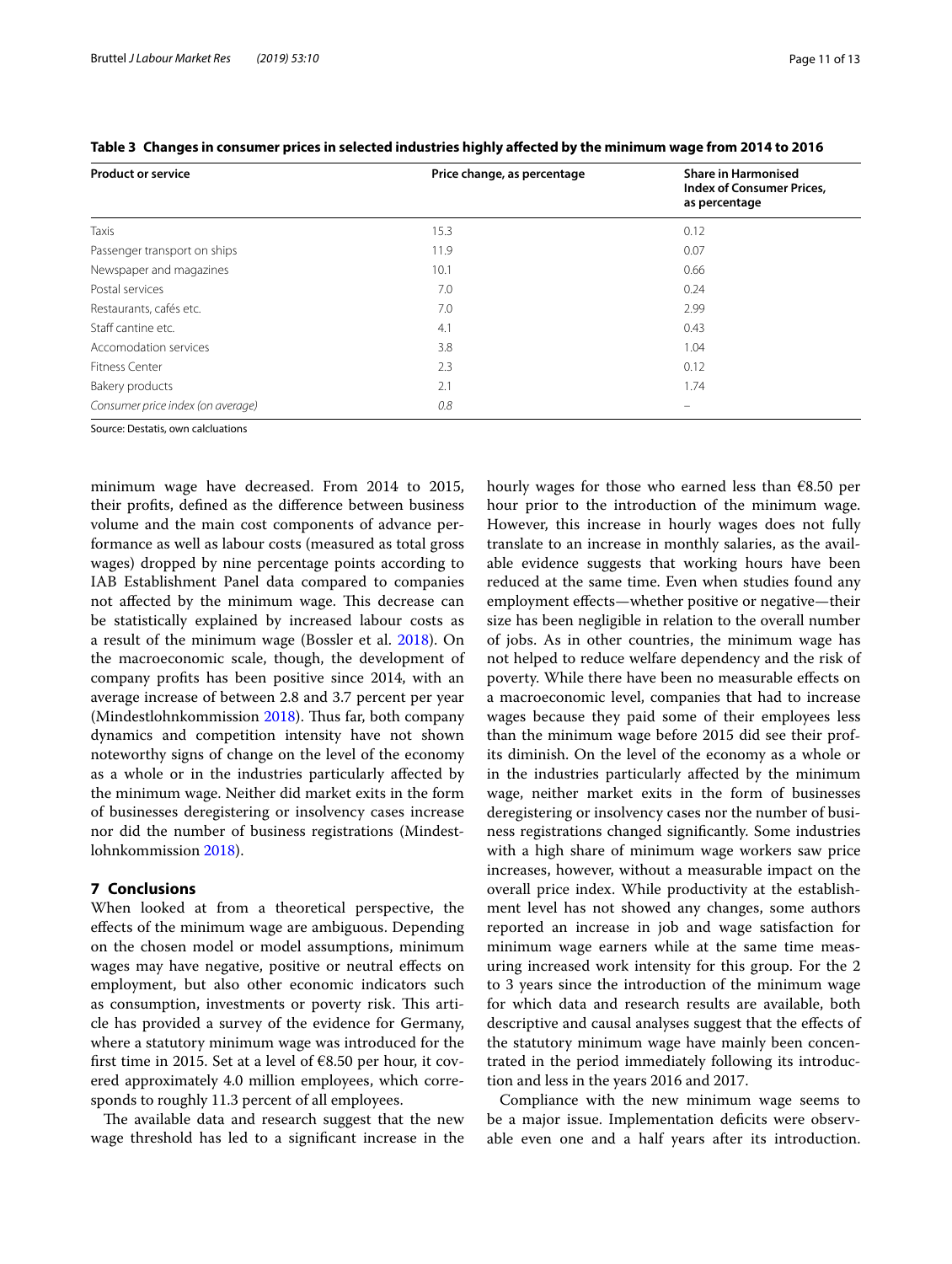**Table 3 Changes in consumer prices in selected industries highly affected by the minimum wage from 2014 to 2016**

| Product or service | Price change, as percentage | Share in Harmonised Index of Consumer Prices, as percentage |
|---|---|---|
| Taxis | 15.3 | 0.12 |
| Passenger transport on ships | 11.9 | 0.07 |
| Newspaper and magazines | 10.1 | 0.66 |
| Postal services | 7.0 | 0.24 |
| Restaurants, cafés etc. | 7.0 | 2.99 |
| Staff cantine etc. | 4.1 | 0.43 |
| Accomodation services | 3.8 | 1.04 |
| Fitness Center | 2.3 | 0.12 |
| Bakery products | 2.1 | 1.74 |
| *Consumer price index (on average)* | *0.8* | – |

Source: Destatis, own calcluations

minimum wage have decreased. From 2014 to 2015, their profits, defined as the difference between business volume and the main cost components of advance performance as well as labour costs (measured as total gross wages) dropped by nine percentage points according to IAB Establishment Panel data compared to companies not affected by the minimum wage. This decrease can be statistically explained by increased labour costs as a result of the minimum wage (Bossler et al. 2018). On the macroeconomic scale, though, the development of company profits has been positive since 2014, with an average increase of between 2.8 and 3.7 percent per year (Mindestlohnkommission 2018). Thus far, both company dynamics and competition intensity have not shown noteworthy signs of change on the level of the economy as a whole or in the industries particularly affected by the minimum wage. Neither did market exits in the form of businesses deregistering or insolvency cases increase nor did the number of business registrations (Mindestlohnkommission 2018).

## 7 Conclusions

When looked at from a theoretical perspective, the effects of the minimum wage are ambiguous. Depending on the chosen model or model assumptions, minimum wages may have negative, positive or neutral effects on employment, but also other economic indicators such as consumption, investments or poverty risk. This article has provided a survey of the evidence for Germany, where a statutory minimum wage was introduced for the first time in 2015. Set at a level of €8.50 per hour, it covered approximately 4.0 million employees, which corresponds to roughly 11.3 percent of all employees.

The available data and research suggest that the new wage threshold has led to a significant increase in the hourly wages for those who earned less than €8.50 per hour prior to the introduction of the minimum wage. However, this increase in hourly wages does not fully translate to an increase in monthly salaries, as the available evidence suggests that working hours have been reduced at the same time. Even when studies found any employment effects—whether positive or negative—their size has been negligible in relation to the overall number of jobs. As in other countries, the minimum wage has not helped to reduce welfare dependency and the risk of poverty. While there have been no measurable effects on a macroeconomic level, companies that had to increase wages because they paid some of their employees less than the minimum wage before 2015 did see their profits diminish. On the level of the economy as a whole or in the industries particularly affected by the minimum wage, neither market exits in the form of businesses deregistering or insolvency cases nor the number of business registrations changed significantly. Some industries with a high share of minimum wage workers saw price increases, however, without a measurable impact on the overall price index. While productivity at the establishment level has not showed any changes, some authors reported an increase in job and wage satisfaction for minimum wage earners while at the same time measuring increased work intensity for this group. For the 2 to 3 years since the introduction of the minimum wage for which data and research results are available, both descriptive and causal analyses suggest that the effects of the statutory minimum wage have mainly been concentrated in the period immediately following its introduction and less in the years 2016 and 2017.

Compliance with the new minimum wage seems to be a major issue. Implementation deficits were observable even one and a half years after its introduction.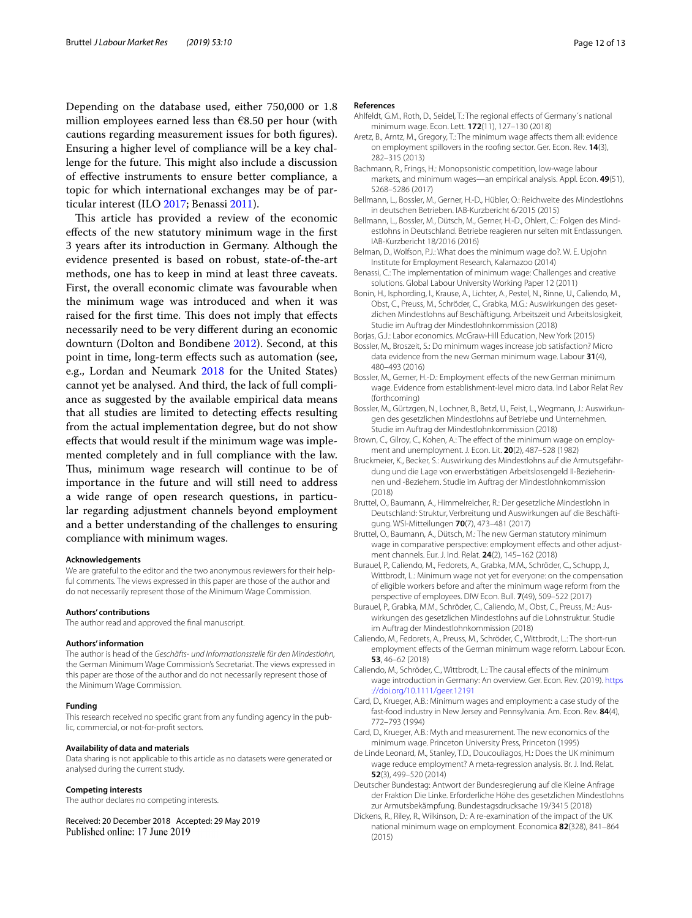Depending on the database used, either 750,000 or 1.8 million employees earned less than €8.50 per hour (with cautions regarding measurement issues for both figures). Ensuring a higher level of compliance will be a key challenge for the future. This might also include a discussion of effective instruments to ensure better compliance, a topic for which international exchanges may be of particular interest (ILO 2017; Benassi 2011).

This article has provided a review of the economic effects of the new statutory minimum wage in the first 3 years after its introduction in Germany. Although the evidence presented is based on robust, state-of-the-art methods, one has to keep in mind at least three caveats. First, the overall economic climate was favourable when the minimum wage was introduced and when it was raised for the first time. This does not imply that effects necessarily need to be very different during an economic downturn (Dolton and Bondibene 2012). Second, at this point in time, long-term effects such as automation (see, e.g., Lordan and Neumark 2018 for the United States) cannot yet be analysed. And third, the lack of full compliance as suggested by the available empirical data means that all studies are limited to detecting effects resulting from the actual implementation degree, but do not show effects that would result if the minimum wage was implemented completely and in full compliance with the law. Thus, minimum wage research will continue to be of importance in the future and will still need to address a wide range of open research questions, in particular regarding adjustment channels beyond employment and a better understanding of the challenges to ensuring compliance with minimum wages.

#### Acknowledgements

We are grateful to the editor and the two anonymous reviewers for their helpful comments. The views expressed in this paper are those of the author and do not necessarily represent those of the Minimum Wage Commission.

#### Authors' contributions

The author read and approved the final manuscript.

#### Authors' information

The author is head of the *Geschäfts- und Informationsstelle für den Mindestlohn*, the German Minimum Wage Commission's Secretariat. The views expressed in this paper are those of the author and do not necessarily represent those of the Minimum Wage Commission.

#### Funding

This research received no specific grant from any funding agency in the public, commercial, or not-for-profit sectors.

#### Availability of data and materials

Data sharing is not applicable to this article as no datasets were generated or analysed during the current study.

#### Competing interests

The author declares no competing interests.

Received: 20 December 2018 Accepted: 29 May 2019
Published online: 17 June 2019

#### References

- Ahlfeldt, G.M., Roth, D., Seidel, T.: The regional effects of Germany´s national minimum wage. Econ. Lett. **172**(11), 127–130 (2018)
- Aretz, B., Arntz, M., Gregory, T.: The minimum wage affects them all: evidence on employment spillovers in the roofing sector. Ger. Econ. Rev. **14**(3), 282–315 (2013)
- Bachmann, R., Frings, H.: Monopsonistic competition, low-wage labour markets, and minimum wages—an empirical analysis. Appl. Econ. **49**(51), 5268–5286 (2017)
- Bellmann, L., Bossler, M., Gerner, H.-D., Hübler, O.: Reichweite des Mindestlohns in deutschen Betrieben. IAB-Kurzbericht 6/2015 (2015)
- Bellmann, L., Bossler, M., Dütsch, M., Gerner, H.-D., Ohlert, C.: Folgen des Mindestlohns in Deutschland. Betriebe reagieren nur selten mit Entlassungen. IAB-Kurzbericht 18/2016 (2016)
- Belman, D., Wolfson, P.J.: What does the minimum wage do?. W. E. Upjohn Institute for Employment Research, Kalamazoo (2014)
- Benassi, C.: The implementation of minimum wage: Challenges and creative solutions. Global Labour University Working Paper 12 (2011)
- Bonin, H., Isphording, I., Krause, A., Lichter, A., Pestel, N., Rinne, U., Caliendo, M., Obst, C., Preuss, M., Schröder, C., Grabka, M.G.: Auswirkungen des gesetzlichen Mindestlohns auf Beschäftigung. Arbeitszeit und Arbeitslosigkeit, Studie im Auftrag der Mindestlohnkommission (2018)
- Borjas, G.J.: Labor economics. McGraw-Hill Education, New York (2015)
- Bossler, M., Broszeit, S.: Do minimum wages increase job satisfaction? Micro data evidence from the new German minimum wage. Labour **31**(4), 480–493 (2016)
- Bossler, M., Gerner, H.-D.: Employment effects of the new German minimum wage. Evidence from establishment-level micro data. Ind Labor Relat Rev (forthcoming)
- Bossler, M., Gürtzgen, N., Lochner, B., Betzl, U., Feist, L., Wegmann, J.: Auswirkungen des gesetzlichen Mindestlohns auf Betriebe und Unternehmen. Studie im Auftrag der Mindestlohnkommission (2018)
- Brown, C., Gilroy, C., Kohen, A.: The effect of the minimum wage on employment and unemployment. J. Econ. Lit. **20**(2), 487–528 (1982)
- Bruckmeier, K., Becker, S.: Auswirkung des Mindestlohns auf die Armutsgefährdung und die Lage von erwerbstätigen Arbeitslosengeld II-Bezieherinnen und -Beziehern. Studie im Auftrag der Mindestlohnkommission (2018)
- Bruttel, O., Baumann, A., Himmelreicher, R.: Der gesetzliche Mindestlohn in Deutschland: Struktur, Verbreitung und Auswirkungen auf die Beschäftigung. WSI-Mitteilungen **70**(7), 473–481 (2017)
- Bruttel, O., Baumann, A., Dütsch, M.: The new German statutory minimum wage in comparative perspective: employment effects and other adjustment channels. Eur. J. Ind. Relat. **24**(2), 145–162 (2018)
- Burauel, P., Caliendo, M., Fedorets, A., Grabka, M.M., Schröder, C., Schupp, J., Wittbrodt, L.: Minimum wage not yet for everyone: on the compensation of eligible workers before and after the minimum wage reform from the perspective of employees. DIW Econ. Bull. **7**(49), 509–522 (2017)
- Burauel, P., Grabka, M.M., Schröder, C., Caliendo, M., Obst, C., Preuss, M.: Auswirkungen des gesetzlichen Mindestlohns auf die Lohnstruktur. Studie im Auftrag der Mindestlohnkommission (2018)
- Caliendo, M., Fedorets, A., Preuss, M., Schröder, C., Wittbrodt, L.: The short-run employment effects of the German minimum wage reform. Labour Econ. **53**, 46–62 (2018)
- Caliendo, M., Schröder, C., Wittbrodt, L.: The causal effects of the minimum wage introduction in Germany: An overview. Ger. Econ. Rev. (2019). https://doi.org/10.1111/geer.12191
- Card, D., Krueger, A.B.: Minimum wages and employment: a case study of the fast-food industry in New Jersey and Pennsylvania. Am. Econ. Rev. **84**(4), 772–793 (1994)
- Card, D., Krueger, A.B.: Myth and measurement. The new economics of the minimum wage. Princeton University Press, Princeton (1995)
- de Linde Leonard, M., Stanley, T.D., Doucouliagos, H.: Does the UK minimum wage reduce employment? A meta-regression analysis. Br. J. Ind. Relat. **52**(3), 499–520 (2014)
- Deutscher Bundestag: Antwort der Bundesregierung auf die Kleine Anfrage der Fraktion Die Linke. Erforderliche Höhe des gesetzlichen Mindestlohns zur Armutsbekämpfung. Bundestagsdrucksache 19/3415 (2018)
- Dickens, R., Riley, R., Wilkinson, D.: A re-examination of the impact of the UK national minimum wage on employment. Economica **82**(328), 841–864 (2015)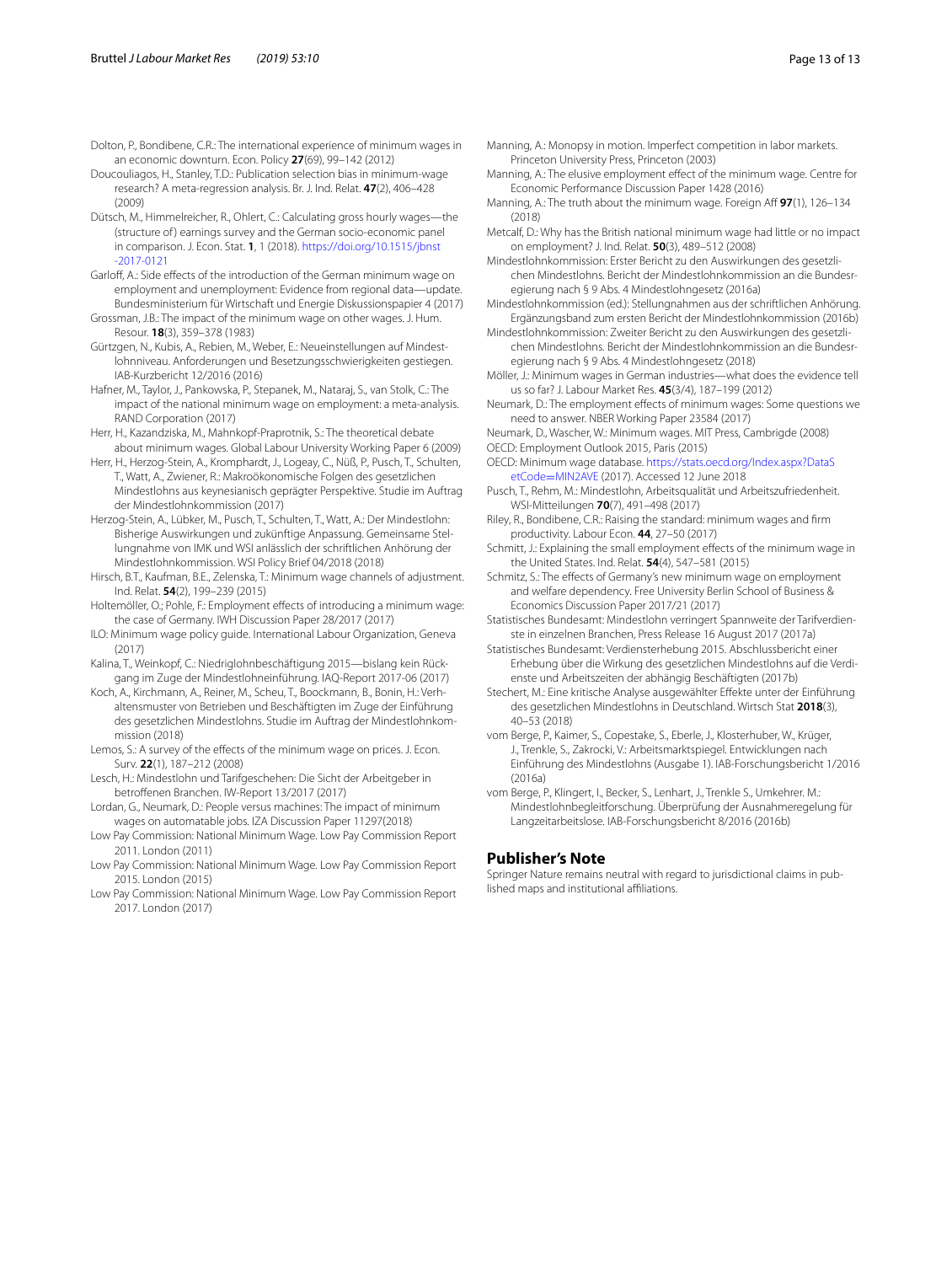Dolton, P., Bondibene, C.R.: The international experience of minimum wages in an economic downturn. Econ. Policy **27**(69), 99–142 (2012)

Doucouliagos, H., Stanley, T.D.: Publication selection bias in minimum-wage research? A meta-regression analysis. Br. J. Ind. Relat. **47**(2), 406–428 (2009)

Dütsch, M., Himmelreicher, R., Ohlert, C.: Calculating gross hourly wages—the (structure of) earnings survey and the German socio-economic panel in comparison. J. Econ. Stat. **1**, 1 (2018). https://doi.org/10.1515/jbnst-2017-0121

Garloff, A.: Side effects of the introduction of the German minimum wage on employment and unemployment: Evidence from regional data—update. Bundesministerium für Wirtschaft und Energie Diskussionspapier 4 (2017)

Grossman, J.B.: The impact of the minimum wage on other wages. J. Hum. Resour. **18**(3), 359–378 (1983)

Gürtzgen, N., Kubis, A., Rebien, M., Weber, E.: Neueinstellungen auf Mindestlohnniveau. Anforderungen und Besetzungsschwierigkeiten gestiegen. IAB-Kurzbericht 12/2016 (2016)

Hafner, M., Taylor, J., Pankowska, P., Stepanek, M., Nataraj, S., van Stolk, C.: The impact of the national minimum wage on employment: a meta-analysis. RAND Corporation (2017)

Herr, H., Kazandziska, M., Mahnkopf-Praprotnik, S.: The theoretical debate about minimum wages. Global Labour University Working Paper 6 (2009)

Herr, H., Herzog-Stein, A., Kromphardt, J., Logeay, C., Nüß, P., Pusch, T., Schulten, T., Watt, A., Zwiener, R.: Makroökonomische Folgen des gesetzlichen Mindestlohns aus keynesianisch geprägter Perspektive. Studie im Auftrag der Mindestlohnkommission (2017)

Herzog-Stein, A., Lübker, M., Pusch, T., Schulten, T., Watt, A.: Der Mindestlohn: Bisherige Auswirkungen und zukünftige Anpassung. Gemeinsame Stellungnahme von IMK und WSI anlässlich der schriftlichen Anhörung der Mindestlohnkommission. WSI Policy Brief 04/2018 (2018)

Hirsch, B.T., Kaufman, B.E., Zelenska, T.: Minimum wage channels of adjustment. Ind. Relat. **54**(2), 199–239 (2015)

Holtemöller, O.; Pohle, F.: Employment effects of introducing a minimum wage: the case of Germany. IWH Discussion Paper 28/2017 (2017)

ILO: Minimum wage policy guide. International Labour Organization, Geneva (2017)

Kalina, T., Weinkopf, C.: Niedriglohnbeschäftigung 2015—bislang kein Rückgang im Zuge der Mindestlohneinführung. IAQ-Report 2017-06 (2017)

Koch, A., Kirchmann, A., Reiner, M., Scheu, T., Boockmann, B., Bonin, H.: Verhaltensmuster von Betrieben und Beschäftigten im Zuge der Einführung des gesetzlichen Mindestlohns. Studie im Auftrag der Mindestlohnkommission (2018)

Lemos, S.: A survey of the effects of the minimum wage on prices. J. Econ. Surv. **22**(1), 187–212 (2008)

Lesch, H.: Mindestlohn und Tarifgeschehen: Die Sicht der Arbeitgeber in betroffenen Branchen. IW-Report 13/2017 (2017)

Lordan, G., Neumark, D.: People versus machines: The impact of minimum wages on automatable jobs. IZA Discussion Paper 11297(2018)

Low Pay Commission: National Minimum Wage. Low Pay Commission Report 2011. London (2011)

Low Pay Commission: National Minimum Wage. Low Pay Commission Report 2015. London (2015)

Low Pay Commission: National Minimum Wage. Low Pay Commission Report 2017. London (2017)

Manning, A.: Monopsy in motion. Imperfect competition in labor markets. Princeton University Press, Princeton (2003)

Manning, A.: The elusive employment effect of the minimum wage. Centre for Economic Performance Discussion Paper 1428 (2016)

Manning, A.: The truth about the minimum wage. Foreign Aff **97**(1), 126–134 (2018)

Metcalf, D.: Why has the British national minimum wage had little or no impact on employment? J. Ind. Relat. **50**(3), 489–512 (2008)

Mindestlohnkommission: Erster Bericht zu den Auswirkungen des gesetzlichen Mindestlohns. Bericht der Mindestlohnkommission an die Bundesregierung nach § 9 Abs. 4 Mindestlohngesetz (2016a)

Mindestlohnkommission (ed.): Stellungnahmen aus der schriftlichen Anhörung. Ergänzungsband zum ersten Bericht der Mindestlohnkommission (2016b)

Mindestlohnkommission: Zweiter Bericht zu den Auswirkungen des gesetzlichen Mindestlohns. Bericht der Mindestlohnkommission an die Bundesregierung nach § 9 Abs. 4 Mindestlohngesetz (2018)

Möller, J.: Minimum wages in German industries—what does the evidence tell us so far? J. Labour Market Res. **45**(3/4), 187–199 (2012)

Neumark, D.: The employment effects of minimum wages: Some questions we need to answer. NBER Working Paper 23584 (2017)

Neumark, D., Wascher, W.: Minimum wages. MIT Press, Cambrigde (2008)

OECD: Employment Outlook 2015, Paris (2015)

OECD: Minimum wage database. https://stats.oecd.org/Index.aspx?DataSetCode=MIN2AVE (2017). Accessed 12 June 2018

Pusch, T., Rehm, M.: Mindestlohn, Arbeitsqualität und Arbeitszufriedenheit. WSI-Mitteilungen **70**(7), 491–498 (2017)

Riley, R., Bondibene, C.R.: Raising the standard: minimum wages and firm productivity. Labour Econ. **44**, 27–50 (2017)

Schmitt, J.: Explaining the small employment effects of the minimum wage in the United States. Ind. Relat. **54**(4), 547–581 (2015)

Schmitz, S.: The effects of Germany's new minimum wage on employment and welfare dependency. Free University Berlin School of Business & Economics Discussion Paper 2017/21 (2017)

Statistisches Bundesamt: Mindestlohn verringert Spannweite der Tarifverdienste in einzelnen Branchen, Press Release 16 August 2017 (2017a)

Statistisches Bundesamt: Verdiensterhebung 2015. Abschlussbericht einer Erhebung über die Wirkung des gesetzlichen Mindestlohns auf die Verdienste und Arbeitszeiten der abhängig Beschäftigten (2017b)

Stechert, M.: Eine kritische Analyse ausgewählter Effekte unter der Einführung des gesetzlichen Mindestlohns in Deutschland. Wirtsch Stat **2018**(3), 40–53 (2018)

vom Berge, P., Kaimer, S., Copestake, S., Eberle, J., Klosterhuber, W., Krüger, J., Trenkle, S., Zakrocki, V.: Arbeitsmarktspiegel. Entwicklungen nach Einführung des Mindestlohns (Ausgabe 1). IAB-Forschungsbericht 1/2016 (2016a)

vom Berge, P., Klingert, I., Becker, S., Lenhart, J., Trenkle S., Umkehrer. M.: Mindestlohnbegleitforschung. Überprüfung der Ausnahmeregelung für Langzeitarbeitslose. IAB-Forschungsbericht 8/2016 (2016b)

## Publisher's Note

Springer Nature remains neutral with regard to jurisdictional claims in published maps and institutional affiliations.